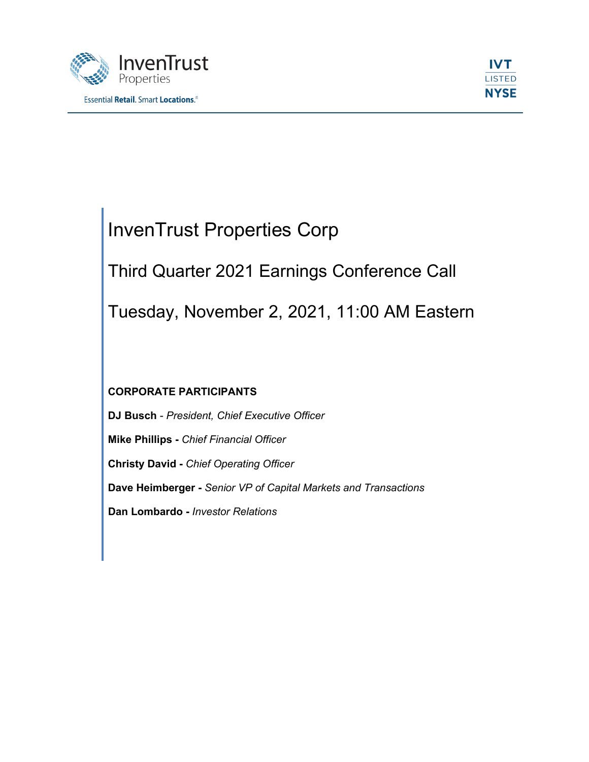InvenTrust Properties

Essential **Retail**. Smart **Locations**.®

**IVT**
LISTED
**NYSE**

# InvenTrust Properties Corp

## Third Quarter 2021 Earnings Conference Call

## Tuesday, November 2, 2021, 11:00 AM Eastern

**CORPORATE PARTICIPANTS**

**DJ Busch** - *President, Chief Executive Officer*

**Mike Phillips -** *Chief Financial Officer*

**Christy David -** *Chief Operating Officer*

**Dave Heimberger -** *Senior VP of Capital Markets and Transactions*

**Dan Lombardo -** *Investor Relations*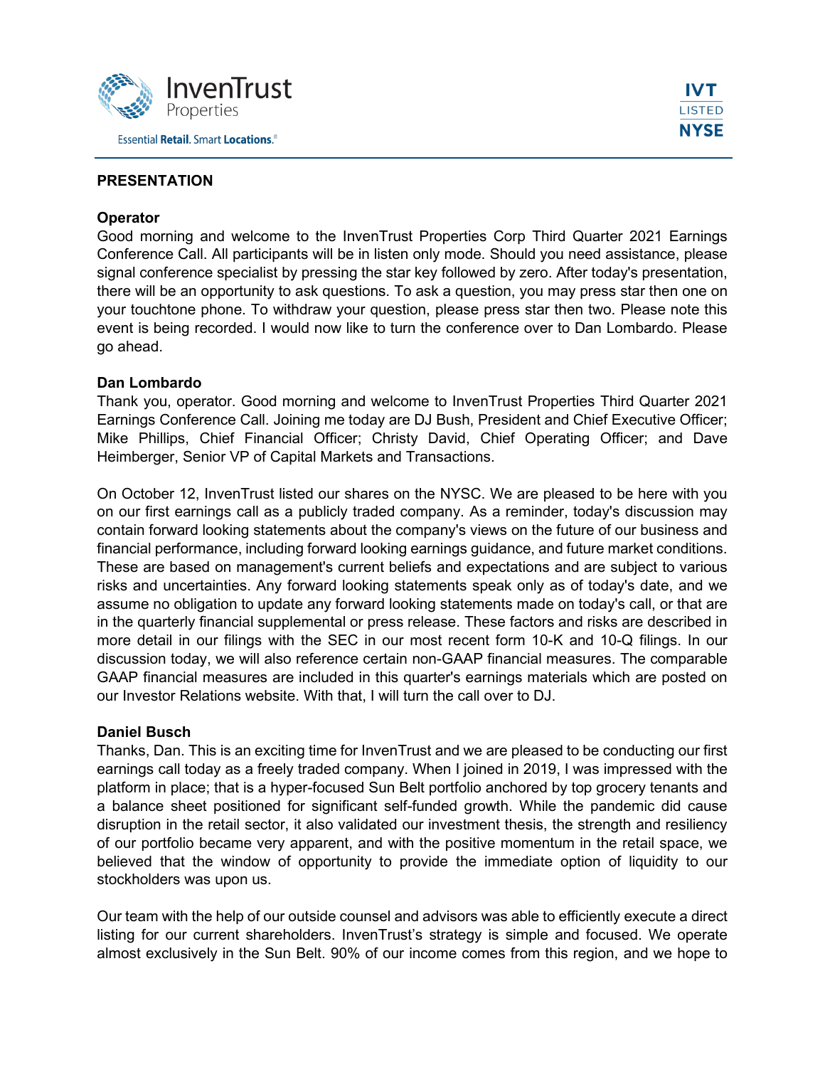## PRESENTATION

**Operator**
Good morning and welcome to the InvenTrust Properties Corp Third Quarter 2021 Earnings Conference Call. All participants will be in listen only mode. Should you need assistance, please signal conference specialist by pressing the star key followed by zero. After today's presentation, there will be an opportunity to ask questions. To ask a question, you may press star then one on your touchtone phone. To withdraw your question, please press star then two. Please note this event is being recorded. I would now like to turn the conference over to Dan Lombardo. Please go ahead.

**Dan Lombardo**
Thank you, operator. Good morning and welcome to InvenTrust Properties Third Quarter 2021 Earnings Conference Call. Joining me today are DJ Bush, President and Chief Executive Officer; Mike Phillips, Chief Financial Officer; Christy David, Chief Operating Officer; and Dave Heimberger, Senior VP of Capital Markets and Transactions.

On October 12, InvenTrust listed our shares on the NYSC. We are pleased to be here with you on our first earnings call as a publicly traded company. As a reminder, today's discussion may contain forward looking statements about the company's views on the future of our business and financial performance, including forward looking earnings guidance, and future market conditions. These are based on management's current beliefs and expectations and are subject to various risks and uncertainties. Any forward looking statements speak only as of today's date, and we assume no obligation to update any forward looking statements made on today's call, or that are in the quarterly financial supplemental or press release. These factors and risks are described in more detail in our filings with the SEC in our most recent form 10-K and 10-Q filings. In our discussion today, we will also reference certain non-GAAP financial measures. The comparable GAAP financial measures are included in this quarter's earnings materials which are posted on our Investor Relations website. With that, I will turn the call over to DJ.

**Daniel Busch**
Thanks, Dan. This is an exciting time for InvenTrust and we are pleased to be conducting our first earnings call today as a freely traded company. When I joined in 2019, I was impressed with the platform in place; that is a hyper-focused Sun Belt portfolio anchored by top grocery tenants and a balance sheet positioned for significant self-funded growth. While the pandemic did cause disruption in the retail sector, it also validated our investment thesis, the strength and resiliency of our portfolio became very apparent, and with the positive momentum in the retail space, we believed that the window of opportunity to provide the immediate option of liquidity to our stockholders was upon us.

Our team with the help of our outside counsel and advisors was able to efficiently execute a direct listing for our current shareholders. InvenTrust's strategy is simple and focused. We operate almost exclusively in the Sun Belt. 90% of our income comes from this region, and we hope to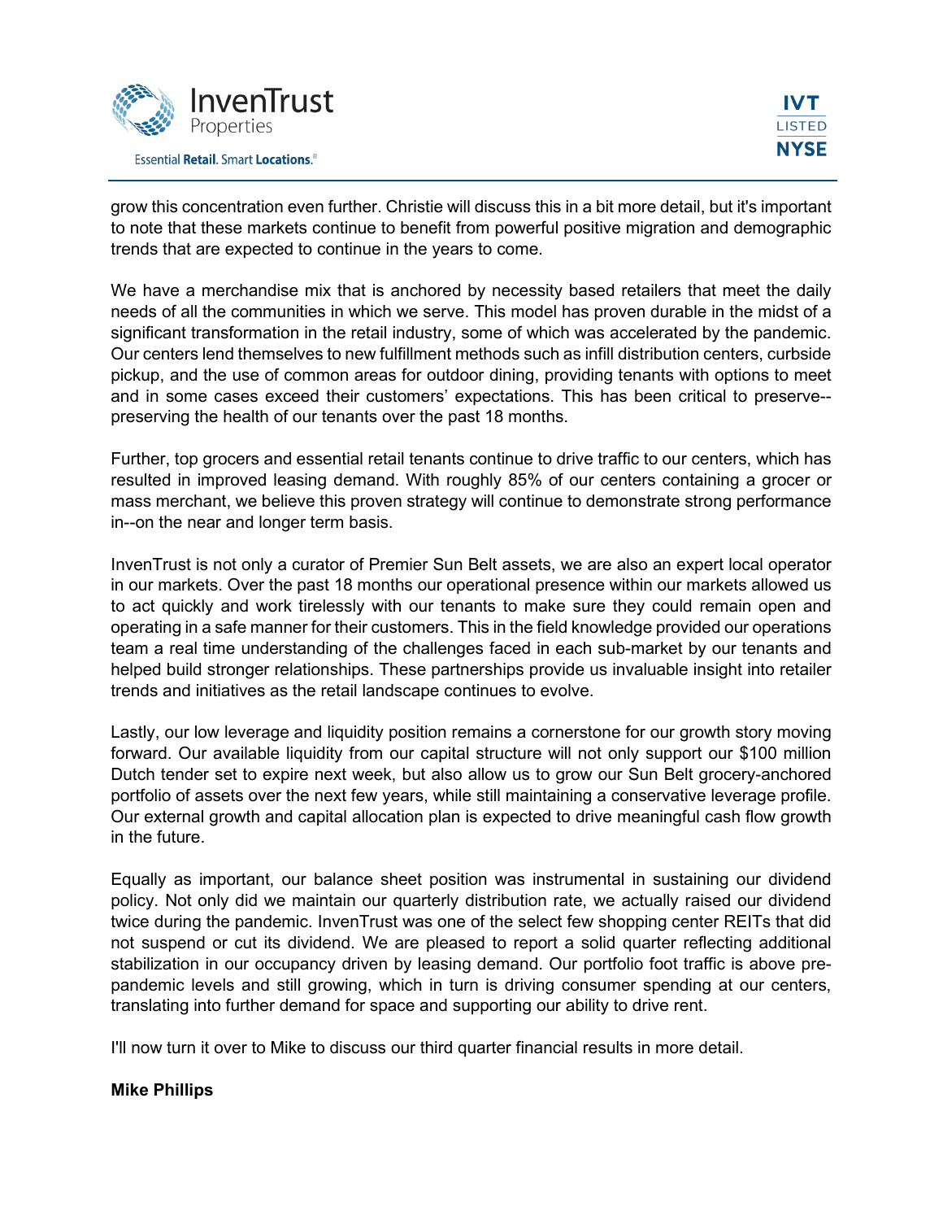grow this concentration even further. Christie will discuss this in a bit more detail, but it's important to note that these markets continue to benefit from powerful positive migration and demographic trends that are expected to continue in the years to come.

We have a merchandise mix that is anchored by necessity based retailers that meet the daily needs of all the communities in which we serve. This model has proven durable in the midst of a significant transformation in the retail industry, some of which was accelerated by the pandemic. Our centers lend themselves to new fulfillment methods such as infill distribution centers, curbside pickup, and the use of common areas for outdoor dining, providing tenants with options to meet and in some cases exceed their customers' expectations. This has been critical to preserve--preserving the health of our tenants over the past 18 months.

Further, top grocers and essential retail tenants continue to drive traffic to our centers, which has resulted in improved leasing demand. With roughly 85% of our centers containing a grocer or mass merchant, we believe this proven strategy will continue to demonstrate strong performance in--on the near and longer term basis.

InvenTrust is not only a curator of Premier Sun Belt assets, we are also an expert local operator in our markets. Over the past 18 months our operational presence within our markets allowed us to act quickly and work tirelessly with our tenants to make sure they could remain open and operating in a safe manner for their customers. This in the field knowledge provided our operations team a real time understanding of the challenges faced in each sub-market by our tenants and helped build stronger relationships. These partnerships provide us invaluable insight into retailer trends and initiatives as the retail landscape continues to evolve.

Lastly, our low leverage and liquidity position remains a cornerstone for our growth story moving forward. Our available liquidity from our capital structure will not only support our $100 million Dutch tender set to expire next week, but also allow us to grow our Sun Belt grocery-anchored portfolio of assets over the next few years, while still maintaining a conservative leverage profile. Our external growth and capital allocation plan is expected to drive meaningful cash flow growth in the future.

Equally as important, our balance sheet position was instrumental in sustaining our dividend policy. Not only did we maintain our quarterly distribution rate, we actually raised our dividend twice during the pandemic. InvenTrust was one of the select few shopping center REITs that did not suspend or cut its dividend. We are pleased to report a solid quarter reflecting additional stabilization in our occupancy driven by leasing demand. Our portfolio foot traffic is above pre-pandemic levels and still growing, which in turn is driving consumer spending at our centers, translating into further demand for space and supporting our ability to drive rent.

I'll now turn it over to Mike to discuss our third quarter financial results in more detail.

**Mike Phillips**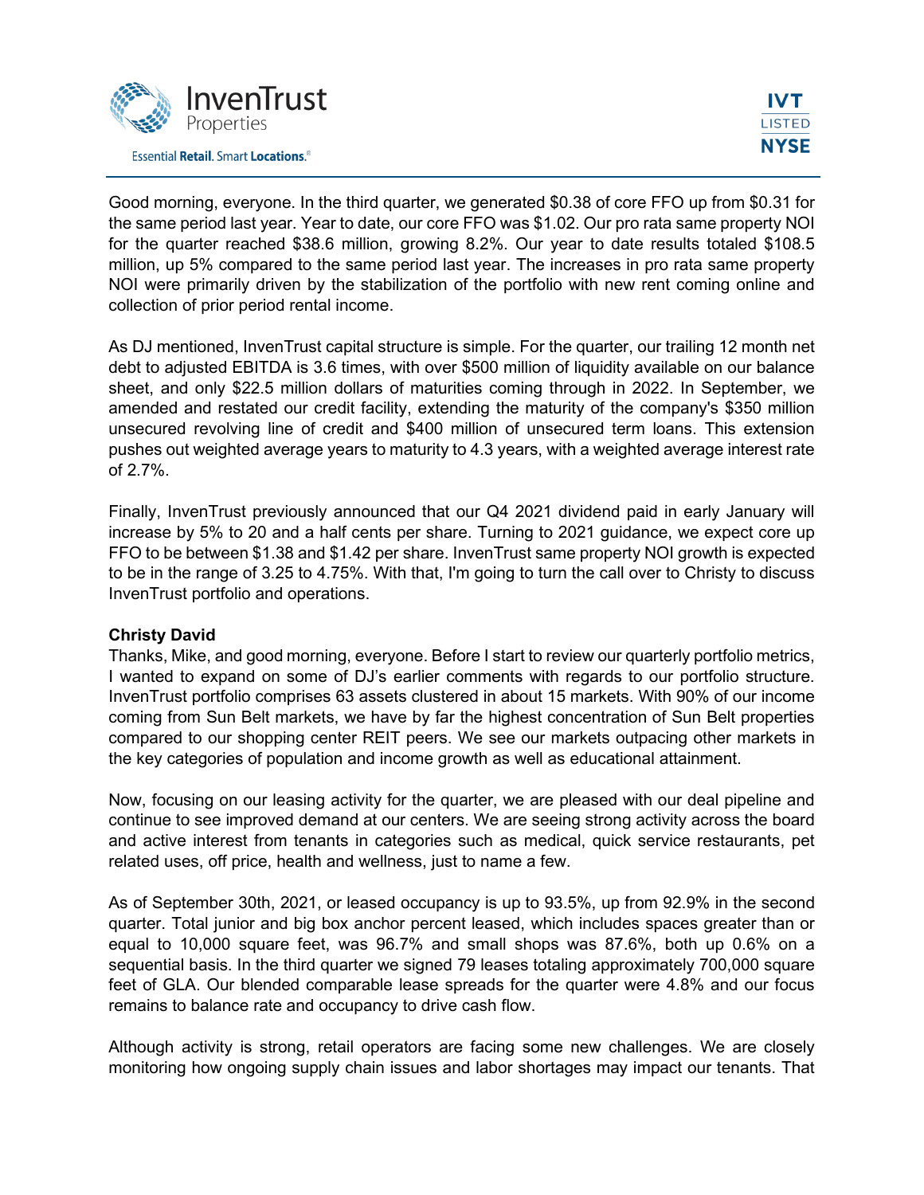Good morning, everyone. In the third quarter, we generated $0.38 of core FFO up from $0.31 for the same period last year. Year to date, our core FFO was $1.02. Our pro rata same property NOI for the quarter reached $38.6 million, growing 8.2%. Our year to date results totaled $108.5 million, up 5% compared to the same period last year. The increases in pro rata same property NOI were primarily driven by the stabilization of the portfolio with new rent coming online and collection of prior period rental income.

As DJ mentioned, InvenTrust capital structure is simple. For the quarter, our trailing 12 month net debt to adjusted EBITDA is 3.6 times, with over $500 million of liquidity available on our balance sheet, and only $22.5 million dollars of maturities coming through in 2022. In September, we amended and restated our credit facility, extending the maturity of the company's $350 million unsecured revolving line of credit and $400 million of unsecured term loans. This extension pushes out weighted average years to maturity to 4.3 years, with a weighted average interest rate of 2.7%.

Finally, InvenTrust previously announced that our Q4 2021 dividend paid in early January will increase by 5% to 20 and a half cents per share. Turning to 2021 guidance, we expect core up FFO to be between $1.38 and $1.42 per share. InvenTrust same property NOI growth is expected to be in the range of 3.25 to 4.75%. With that, I'm going to turn the call over to Christy to discuss InvenTrust portfolio and operations.

**Christy David**

Thanks, Mike, and good morning, everyone. Before I start to review our quarterly portfolio metrics, I wanted to expand on some of DJ's earlier comments with regards to our portfolio structure. InvenTrust portfolio comprises 63 assets clustered in about 15 markets. With 90% of our income coming from Sun Belt markets, we have by far the highest concentration of Sun Belt properties compared to our shopping center REIT peers. We see our markets outpacing other markets in the key categories of population and income growth as well as educational attainment.

Now, focusing on our leasing activity for the quarter, we are pleased with our deal pipeline and continue to see improved demand at our centers. We are seeing strong activity across the board and active interest from tenants in categories such as medical, quick service restaurants, pet related uses, off price, health and wellness, just to name a few.

As of September 30th, 2021, or leased occupancy is up to 93.5%, up from 92.9% in the second quarter. Total junior and big box anchor percent leased, which includes spaces greater than or equal to 10,000 square feet, was 96.7% and small shops was 87.6%, both up 0.6% on a sequential basis. In the third quarter we signed 79 leases totaling approximately 700,000 square feet of GLA. Our blended comparable lease spreads for the quarter were 4.8% and our focus remains to balance rate and occupancy to drive cash flow.

Although activity is strong, retail operators are facing some new challenges. We are closely monitoring how ongoing supply chain issues and labor shortages may impact our tenants. That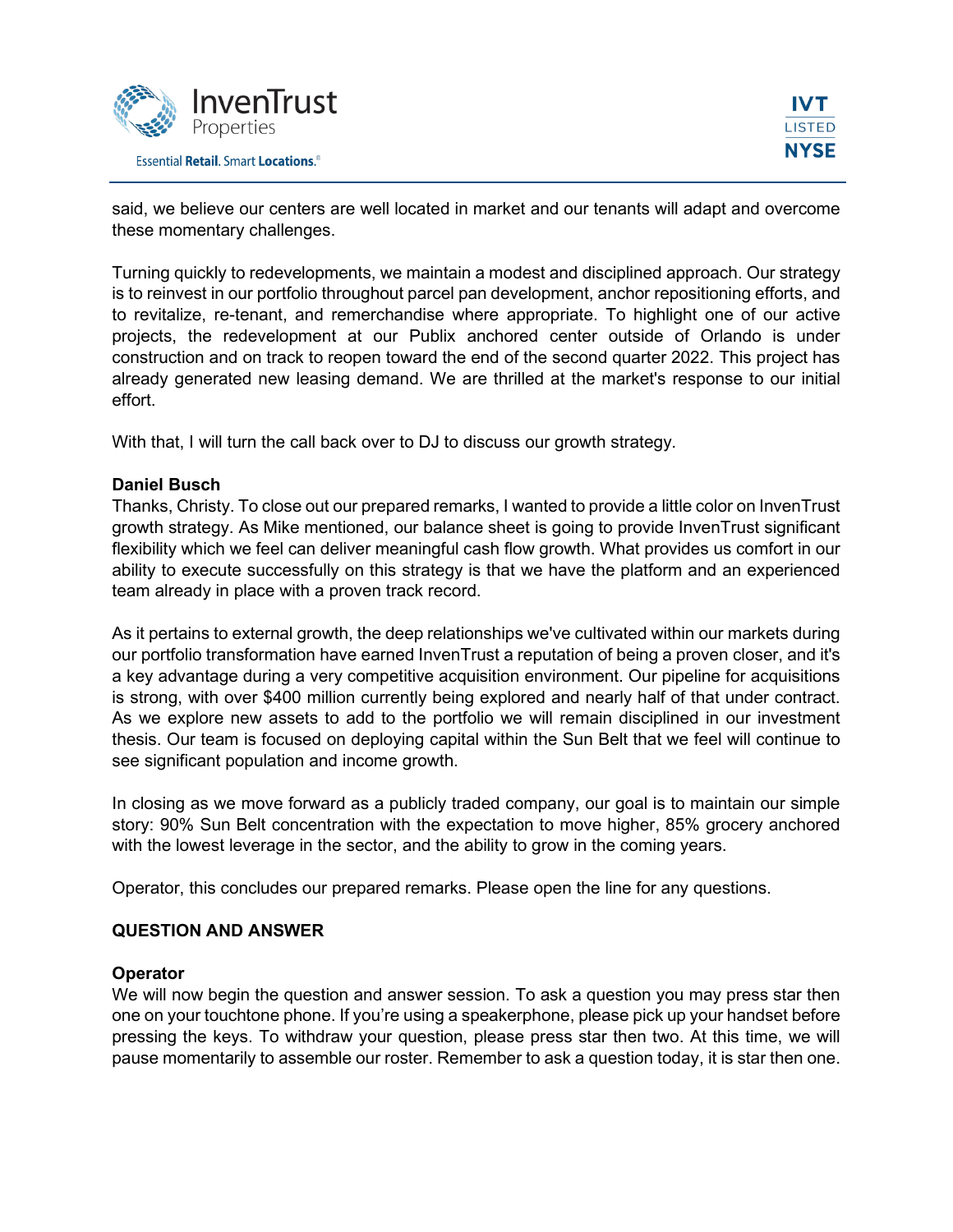said, we believe our centers are well located in market and our tenants will adapt and overcome these momentary challenges.

Turning quickly to redevelopments, we maintain a modest and disciplined approach. Our strategy is to reinvest in our portfolio throughout parcel pan development, anchor repositioning efforts, and to revitalize, re-tenant, and remerchandise where appropriate. To highlight one of our active projects, the redevelopment at our Publix anchored center outside of Orlando is under construction and on track to reopen toward the end of the second quarter 2022. This project has already generated new leasing demand. We are thrilled at the market's response to our initial effort.

With that, I will turn the call back over to DJ to discuss our growth strategy.

**Daniel Busch**
Thanks, Christy. To close out our prepared remarks, I wanted to provide a little color on InvenTrust growth strategy. As Mike mentioned, our balance sheet is going to provide InvenTrust significant flexibility which we feel can deliver meaningful cash flow growth. What provides us comfort in our ability to execute successfully on this strategy is that we have the platform and an experienced team already in place with a proven track record.

As it pertains to external growth, the deep relationships we've cultivated within our markets during our portfolio transformation have earned InvenTrust a reputation of being a proven closer, and it's a key advantage during a very competitive acquisition environment. Our pipeline for acquisitions is strong, with over $400 million currently being explored and nearly half of that under contract. As we explore new assets to add to the portfolio we will remain disciplined in our investment thesis. Our team is focused on deploying capital within the Sun Belt that we feel will continue to see significant population and income growth.

In closing as we move forward as a publicly traded company, our goal is to maintain our simple story: 90% Sun Belt concentration with the expectation to move higher, 85% grocery anchored with the lowest leverage in the sector, and the ability to grow in the coming years.

Operator, this concludes our prepared remarks. Please open the line for any questions.

**QUESTION AND ANSWER**

**Operator**
We will now begin the question and answer session. To ask a question you may press star then one on your touchtone phone. If you're using a speakerphone, please pick up your handset before pressing the keys. To withdraw your question, please press star then two. At this time, we will pause momentarily to assemble our roster. Remember to ask a question today, it is star then one.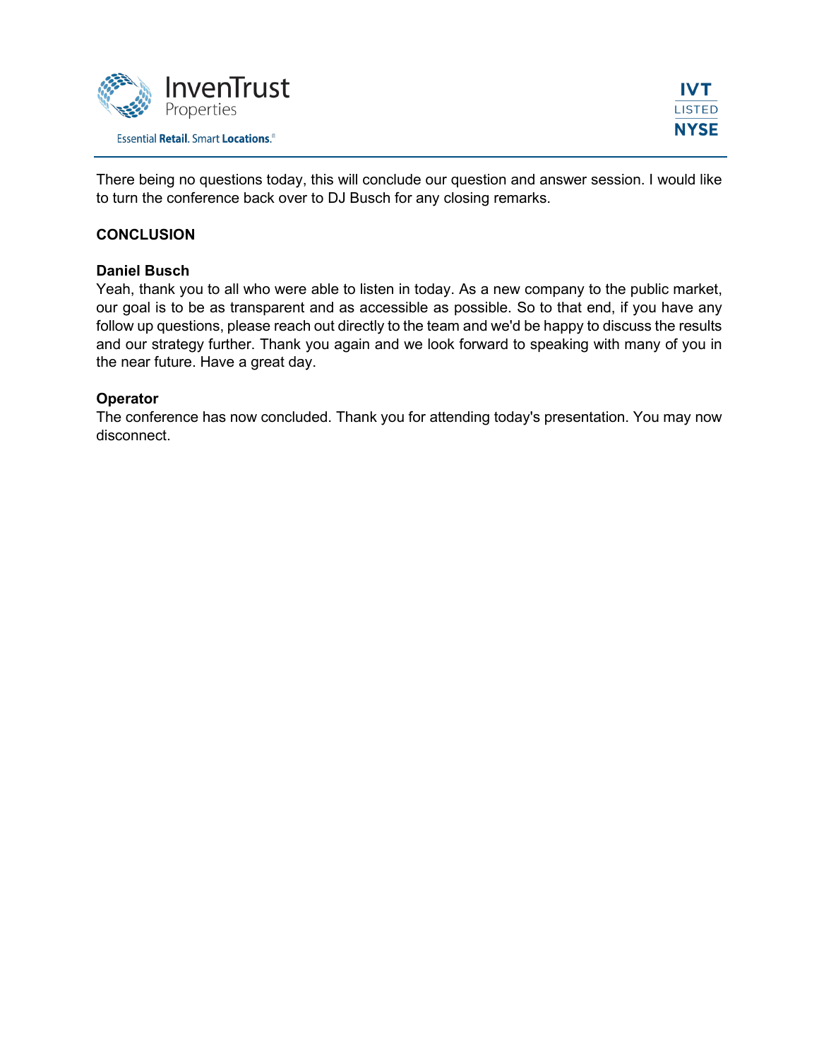There being no questions today, this will conclude our question and answer session. I would like to turn the conference back over to DJ Busch for any closing remarks.

**CONCLUSION**

**Daniel Busch**
Yeah, thank you to all who were able to listen in today. As a new company to the public market, our goal is to be as transparent and as accessible as possible. So to that end, if you have any follow up questions, please reach out directly to the team and we'd be happy to discuss the results and our strategy further. Thank you again and we look forward to speaking with many of you in the near future. Have a great day.

**Operator**
The conference has now concluded. Thank you for attending today's presentation. You may now disconnect.